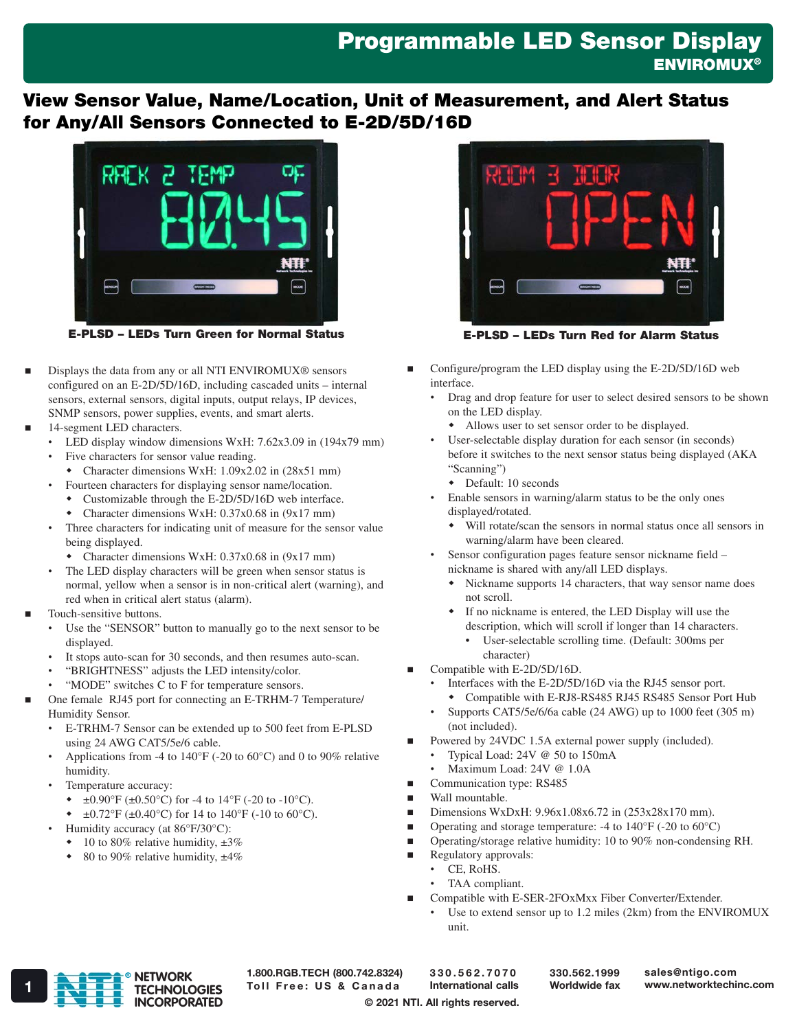# Programmable LED Sensor Display

**ENVIROMUX®**

## View Sensor Value, Name/Location, Unit of Measurement, and Alert Status for Any/All Sensors Connected to E-2D/5D/16D

**E-PLSD – LEDs Turn Green for Normal Status**

**E-PLSD – LEDs Turn Red for Alarm Status**

- Displays the data from any or all NTI ENVIROMUX® sensors configured on an E-2D/5D/16D, including cascaded units – internal sensors, external sensors, digital inputs, output relays, IP devices, SNMP sensors, power supplies, events, and smart alerts.
- 14-segment LED characters.
  - LED display window dimensions WxH: 7.62x3.09 in (194x79 mm)
  - Five characters for sensor value reading.
    - Character dimensions WxH: 1.09x2.02 in (28x51 mm)
  - Fourteen characters for displaying sensor name/location.
    - Customizable through the E-2D/5D/16D web interface.
    - Character dimensions WxH: 0.37x0.68 in (9x17 mm)
  - Three characters for indicating unit of measure for the sensor value being displayed.
    - Character dimensions WxH: 0.37x0.68 in (9x17 mm)
  - The LED display characters will be green when sensor status is normal, yellow when a sensor is in non-critical alert (warning), and red when in critical alert status (alarm).
- Touch-sensitive buttons.
  - Use the "SENSOR" button to manually go to the next sensor to be displayed.
  - It stops auto-scan for 30 seconds, and then resumes auto-scan.
  - "BRIGHTNESS" adjusts the LED intensity/color.
  - "MODE" switches C to F for temperature sensors.
- One female RJ45 port for connecting an E-TRHM-7 Temperature/Humidity Sensor.
  - E-TRHM-7 Sensor can be extended up to 500 feet from E-PLSD using 24 AWG CAT5/5e/6 cable.
  - Applications from -4 to 140°F (-20 to 60°C) and 0 to 90% relative humidity.
  - Temperature accuracy:
    - ±0.90°F (±0.50°C) for -4 to 14°F (-20 to -10°C).
    - ±0.72°F (±0.40°C) for 14 to 140°F (-10 to 60°C).
  - Humidity accuracy (at 86°F/30°C):
    - 10 to 80% relative humidity, ±3%
    - 80 to 90% relative humidity, ±4%
- Configure/program the LED display using the E-2D/5D/16D web interface.
  - Drag and drop feature for user to select desired sensors to be shown on the LED display.
    - Allows user to set sensor order to be displayed.
  - User-selectable display duration for each sensor (in seconds) before it switches to the next sensor status being displayed (AKA "Scanning")
    - Default: 10 seconds
  - Enable sensors in warning/alarm status to be the only ones displayed/rotated.
    - Will rotate/scan the sensors in normal status once all sensors in warning/alarm have been cleared.
  - Sensor configuration pages feature sensor nickname field – nickname is shared with any/all LED displays.
    - Nickname supports 14 characters, that way sensor name does not scroll.
    - If no nickname is entered, the LED Display will use the description, which will scroll if longer than 14 characters.
      - User-selectable scrolling time. (Default: 300ms per character)
- Compatible with E-2D/5D/16D.
  - Interfaces with the E-2D/5D/16D via the RJ45 sensor port.
    - Compatible with E-RJ8-RS485 RJ45 RS485 Sensor Port Hub
  - Supports CAT5/5e/6/6a cable (24 AWG) up to 1000 feet (305 m) (not included).
- Powered by 24VDC 1.5A external power supply (included).
  - Typical Load: 24V @ 50 to 150mA
  - Maximum Load: 24V @ 1.0A
- Communication type: RS485
- Wall mountable.
- Dimensions WxDxH: 9.96x1.08x6.72 in (253x28x170 mm).
- Operating and storage temperature: -4 to 140°F (-20 to 60°C)
- Operating/storage relative humidity: 10 to 90% non-condensing RH.
- Regulatory approvals:
  - CE, RoHS.
  - TAA compliant.
- Compatible with E-SER-2FOxMxx Fiber Converter/Extender.
  - Use to extend sensor up to 1.2 miles (2km) from the ENVIROMUX unit.

NETWORK TECHNOLOGIES INCORPORATED

1.800.RGB.TECH (800.742.8324) Toll Free: US & Canada | 330.562.7070 International calls | 330.562.1999 Worldwide fax | sales@ntigo.com www.networktechinc.com

© 2021 NTI. All rights reserved.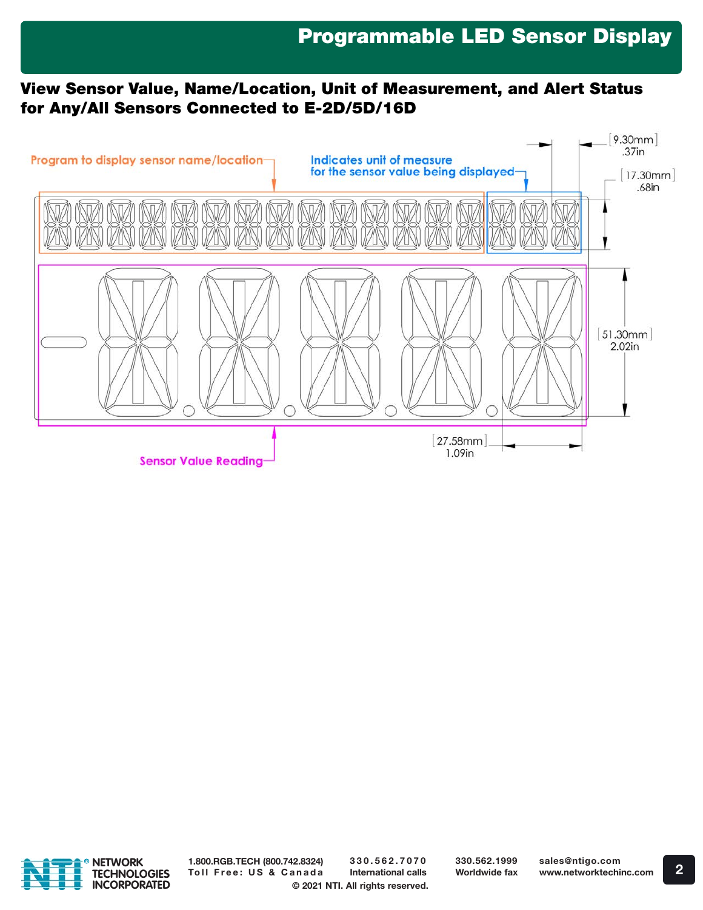# Programmable LED Sensor Display

## View Sensor Value, Name/Location, Unit of Measurement, and Alert Status for Any/All Sensors Connected to E-2D/5D/16D

Program to display sensor name/location

Indicates unit of measure for the sensor value being displayed

[9.30mm] .37in

[17.30mm] .68in

[51.30mm] 2.02in

[27.58mm] 1.09in

Sensor Value Reading

NETWORK TECHNOLOGIES INCORPORATED

1.800.RGB.TECH (800.742.8324) Toll Free: US & Canada

330.562.7070 International calls

330.562.1999 Worldwide fax

sales@ntigo.com www.networktechinc.com

© 2021 NTI. All rights reserved.